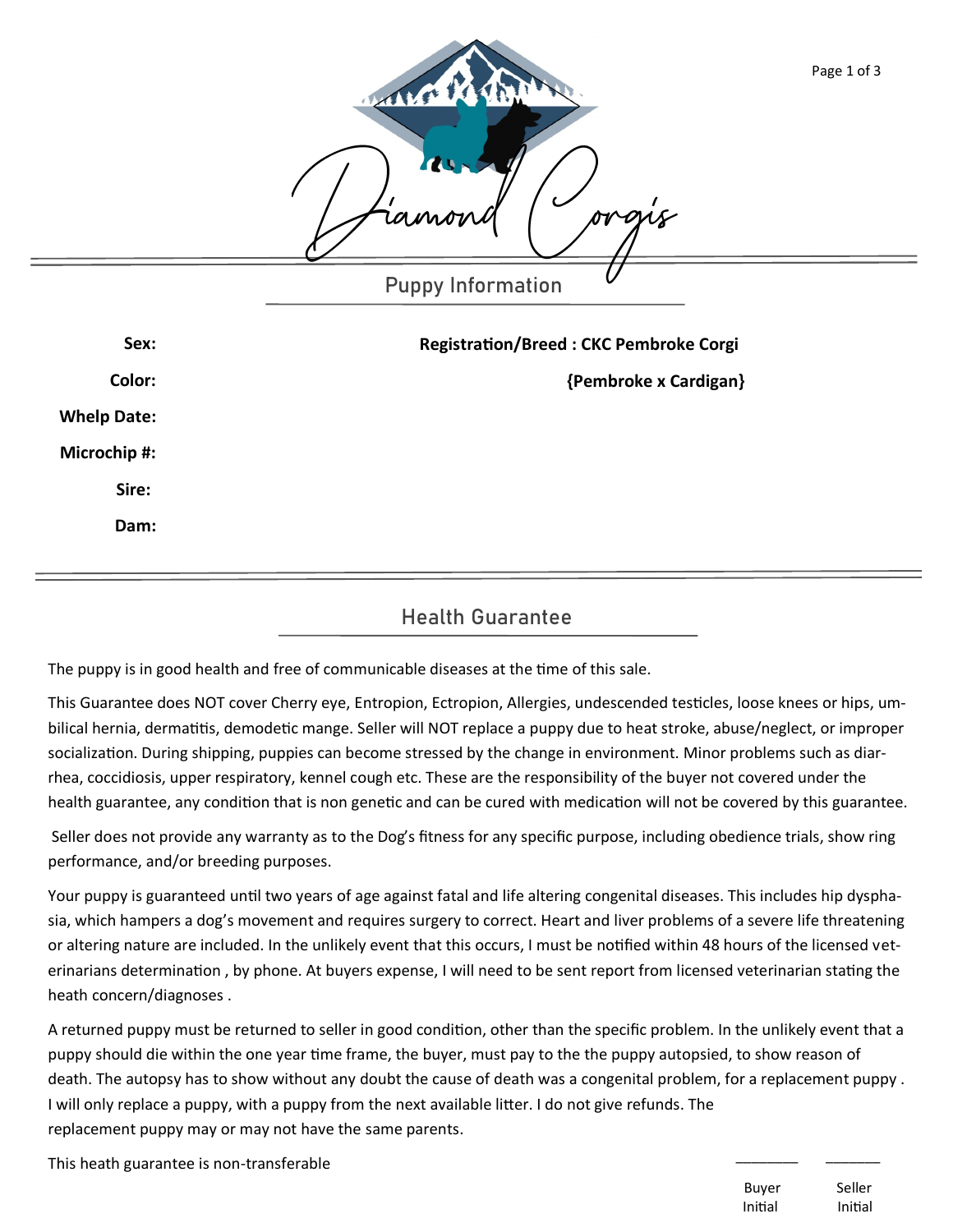# Diamond Corgis

## Puppy Information

**Sex:**

**Color:**

**Whelp Date:**

**Microchip #:**

**Sire:**

**Dam:**

**Registration/Breed : CKC Pembroke Corgi**

**{Pembroke x Cardigan}**

## Health Guarantee

The puppy is in good health and free of communicable diseases at the time of this sale.

This Guarantee does NOT cover Cherry eye, Entropion, Ectropion, Allergies, undescended testicles, loose knees or hips, umbilical hernia, dermatitis, demodetic mange. Seller will NOT replace a puppy due to heat stroke, abuse/neglect, or improper socialization. During shipping, puppies can become stressed by the change in environment. Minor problems such as diarrhea, coccidiosis, upper respiratory, kennel cough etc. These are the responsibility of the buyer not covered under the health guarantee, any condition that is non genetic and can be cured with medication will not be covered by this guarantee.

Seller does not provide any warranty as to the Dog's fitness for any specific purpose, including obedience trials, show ring performance, and/or breeding purposes.

Your puppy is guaranteed until two years of age against fatal and life altering congenital diseases. This includes hip dysphasia, which hampers a dog's movement and requires surgery to correct. Heart and liver problems of a severe life threatening or altering nature are included. In the unlikely event that this occurs, I must be notified within 48 hours of the licensed veterinarians determination , by phone. At buyers expense, I will need to be sent report from licensed veterinarian stating the heath concern/diagnoses .

A returned puppy must be returned to seller in good condition, other than the specific problem. In the unlikely event that a puppy should die within the one year time frame, the buyer, must pay to the the puppy autopsied, to show reason of death. The autopsy has to show without any doubt the cause of death was a congenital problem, for a replacement puppy . I will only replace a puppy, with a puppy from the next available litter. I do not give refunds. The replacement puppy may or may not have the same parents.

This heath guarantee is non-transferable

________ Buyer Initial ________ Seller Initial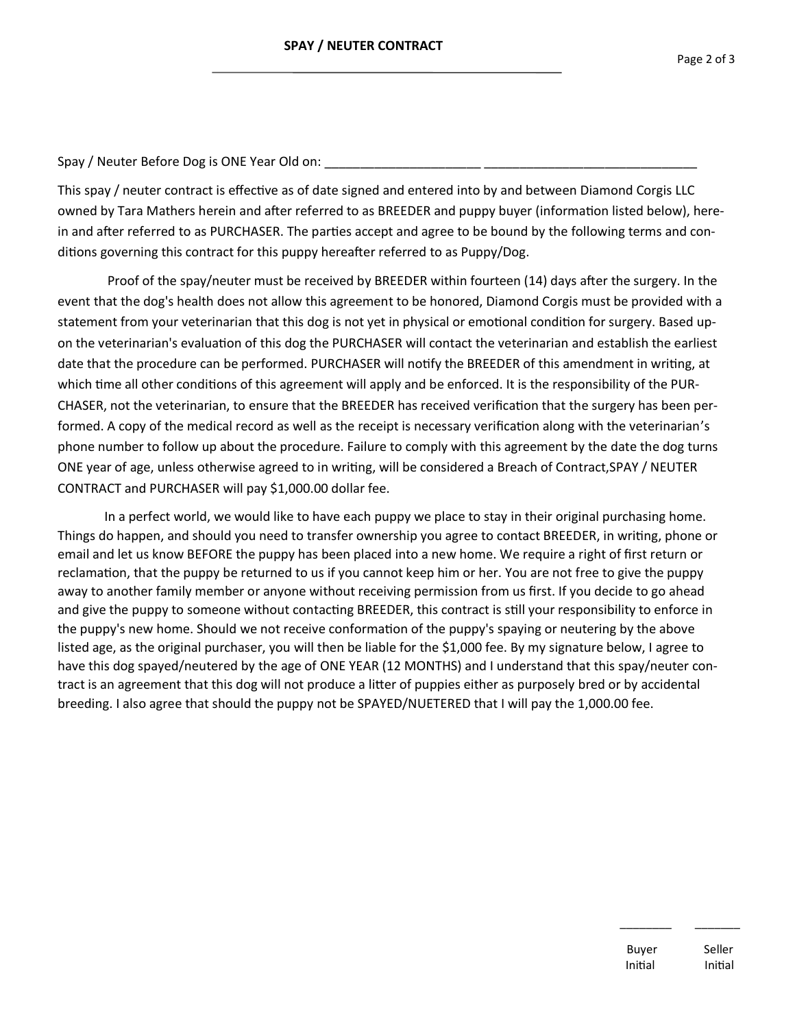## SPAY / NEUTER CONTRACT

Spay / Neuter Before Dog is ONE Year Old on: ______________________ ______________________________

This spay / neuter contract is effective as of date signed and entered into by and between Diamond Corgis LLC owned by Tara Mathers herein and after referred to as BREEDER and puppy buyer (information listed below), herein and after referred to as PURCHASER. The parties accept and agree to be bound by the following terms and conditions governing this contract for this puppy hereafter referred to as Puppy/Dog.

Proof of the spay/neuter must be received by BREEDER within fourteen (14) days after the surgery. In the event that the dog's health does not allow this agreement to be honored, Diamond Corgis must be provided with a statement from your veterinarian that this dog is not yet in physical or emotional condition for surgery. Based upon the veterinarian's evaluation of this dog the PURCHASER will contact the veterinarian and establish the earliest date that the procedure can be performed. PURCHASER will notify the BREEDER of this amendment in writing, at which time all other conditions of this agreement will apply and be enforced. It is the responsibility of the PURCHASER, not the veterinarian, to ensure that the BREEDER has received verification that the surgery has been performed. A copy of the medical record as well as the receipt is necessary verification along with the veterinarian's phone number to follow up about the procedure. Failure to comply with this agreement by the date the dog turns ONE year of age, unless otherwise agreed to in writing, will be considered a Breach of Contract,SPAY / NEUTER CONTRACT and PURCHASER will pay $1,000.00 dollar fee.

In a perfect world, we would like to have each puppy we place to stay in their original purchasing home. Things do happen, and should you need to transfer ownership you agree to contact BREEDER, in writing, phone or email and let us know BEFORE the puppy has been placed into a new home. We require a right of first return or reclamation, that the puppy be returned to us if you cannot keep him or her. You are not free to give the puppy away to another family member or anyone without receiving permission from us first. If you decide to go ahead and give the puppy to someone without contacting BREEDER, this contract is still your responsibility to enforce in the puppy's new home. Should we not receive conformation of the puppy's spaying or neutering by the above listed age, as the original purchaser, you will then be liable for the $1,000 fee. By my signature below, I agree to have this dog spayed/neutered by the age of ONE YEAR (12 MONTHS) and I understand that this spay/neuter contract is an agreement that this dog will not produce a litter of puppies either as purposely bred or by accidental breeding. I also agree that should the puppy not be SPAYED/NUETERED that I will pay the 1,000.00 fee.

________ Buyer Initial     _______ Seller Initial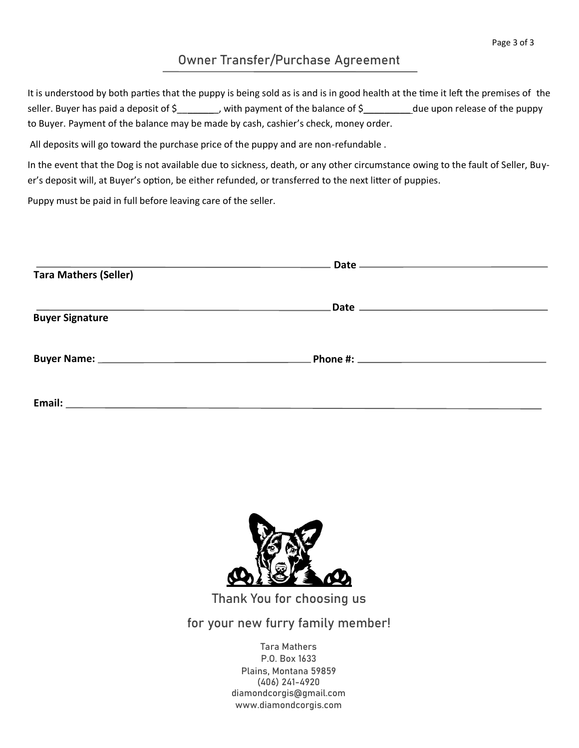## Owner Transfer/Purchase Agreement

It is understood by both parties that the puppy is being sold as is and is in good health at the time it left the premises of the seller. Buyer has paid a deposit of $________, with payment of the balance of $_________ due upon release of the puppy to Buyer. Payment of the balance may be made by cash, cashier's check, money order.

All deposits will go toward the purchase price of the puppy and are non-refundable .

In the event that the Dog is not available due to sickness, death, or any other circumstance owing to the fault of Seller, Buyer's deposit will, at Buyer's option, be either refunded, or transferred to the next litter of puppies.

Puppy must be paid in full before leaving care of the seller.

_______________________________________________ **Date** ______________________________

**Tara Mathers (Seller)**

_______________________________________________ **Date** ______________________________

**Buyer Signature**

**Buyer Name:** ________________________________ **Phone #:** ______________________________

**Email:** ____________________________________________________________________________

Thank You for choosing us

for your new furry family member!

Tara Mathers
P.O. Box 1633
Plains, Montana 59859
(406) 241-4920
diamondcorgis@gmail.com
www.diamondcorgis.com